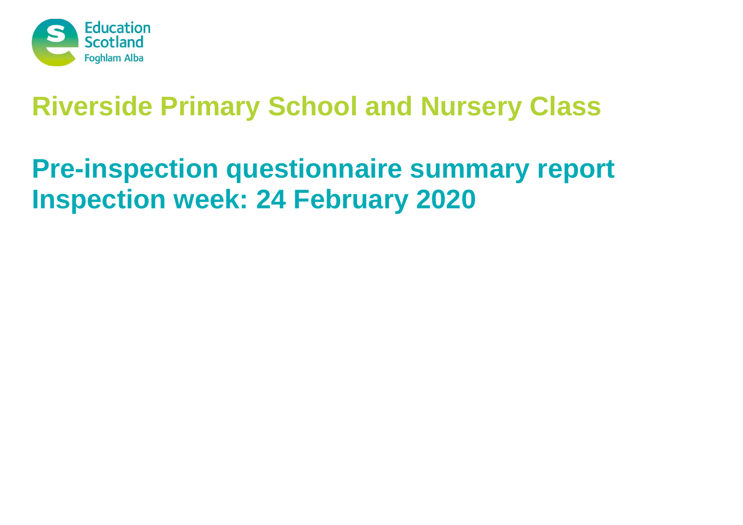Education Scotland
Foghlam Alba

# Riverside Primary School and Nursery Class

## Pre-inspection questionnaire summary report
## Inspection week: 24 February 2020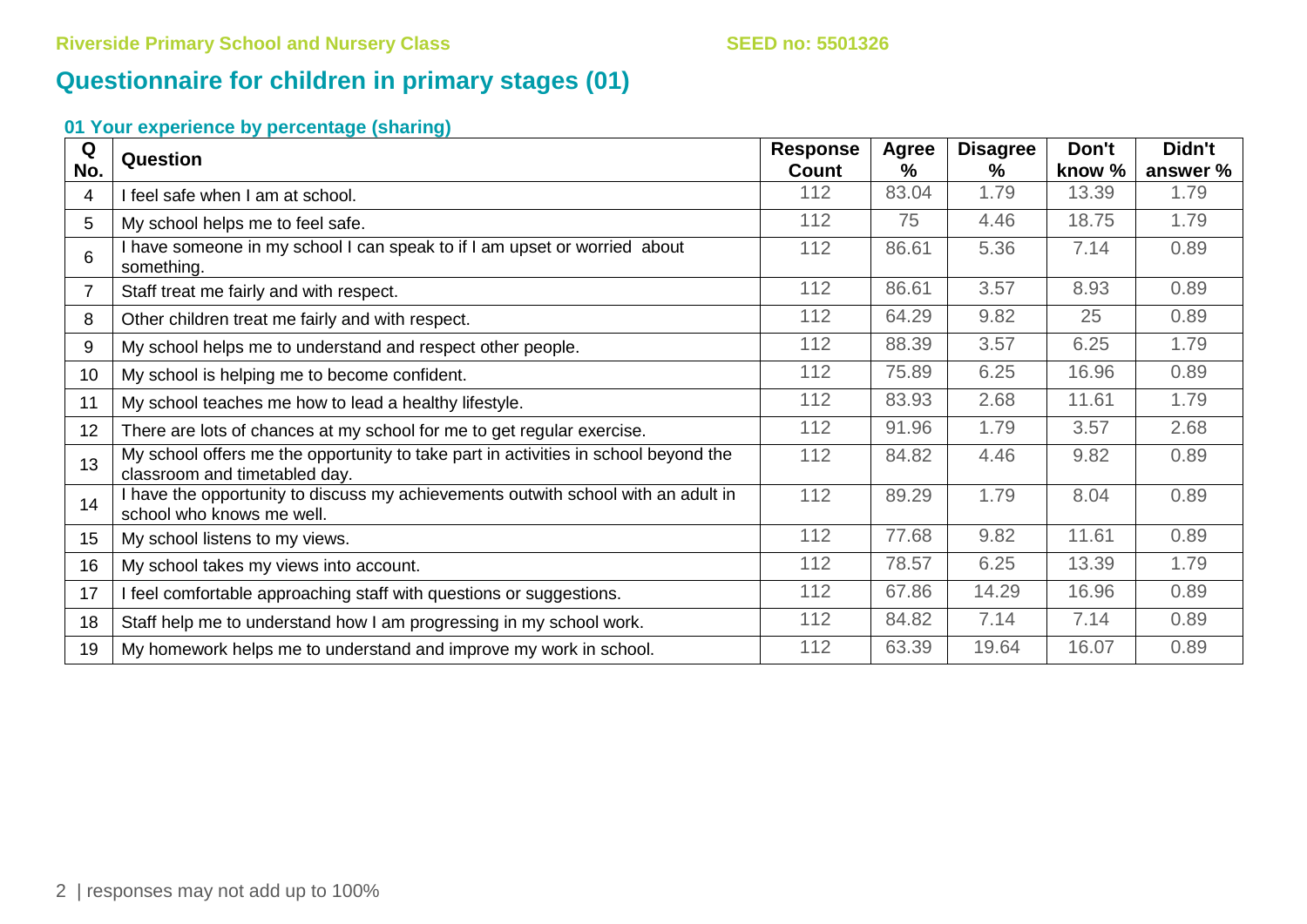## Questionnaire for children in primary stages (01)

### 01 Your experience by percentage (sharing)

| Q No. | Question | Response Count | Agree % | Disagree % | Don't know % | Didn't answer % |
|---|---|---|---|---|---|---|
| 4 | I feel safe when I am at school. | 112 | 83.04 | 1.79 | 13.39 | 1.79 |
| 5 | My school helps me to feel safe. | 112 | 75 | 4.46 | 18.75 | 1.79 |
| 6 | I have someone in my school I can speak to if I am upset or worried about something. | 112 | 86.61 | 5.36 | 7.14 | 0.89 |
| 7 | Staff treat me fairly and with respect. | 112 | 86.61 | 3.57 | 8.93 | 0.89 |
| 8 | Other children treat me fairly and with respect. | 112 | 64.29 | 9.82 | 25 | 0.89 |
| 9 | My school helps me to understand and respect other people. | 112 | 88.39 | 3.57 | 6.25 | 1.79 |
| 10 | My school is helping me to become confident. | 112 | 75.89 | 6.25 | 16.96 | 0.89 |
| 11 | My school teaches me how to lead a healthy lifestyle. | 112 | 83.93 | 2.68 | 11.61 | 1.79 |
| 12 | There are lots of chances at my school for me to get regular exercise. | 112 | 91.96 | 1.79 | 3.57 | 2.68 |
| 13 | My school offers me the opportunity to take part in activities in school beyond the classroom and timetabled day. | 112 | 84.82 | 4.46 | 9.82 | 0.89 |
| 14 | I have the opportunity to discuss my achievements outwith school with an adult in school who knows me well. | 112 | 89.29 | 1.79 | 8.04 | 0.89 |
| 15 | My school listens to my views. | 112 | 77.68 | 9.82 | 11.61 | 0.89 |
| 16 | My school takes my views into account. | 112 | 78.57 | 6.25 | 13.39 | 1.79 |
| 17 | I feel comfortable approaching staff with questions or suggestions. | 112 | 67.86 | 14.29 | 16.96 | 0.89 |
| 18 | Staff help me to understand how I am progressing in my school work. | 112 | 84.82 | 7.14 | 7.14 | 0.89 |
| 19 | My homework helps me to understand and improve my work in school. | 112 | 63.39 | 19.64 | 16.07 | 0.89 |

responses may not add up to 100%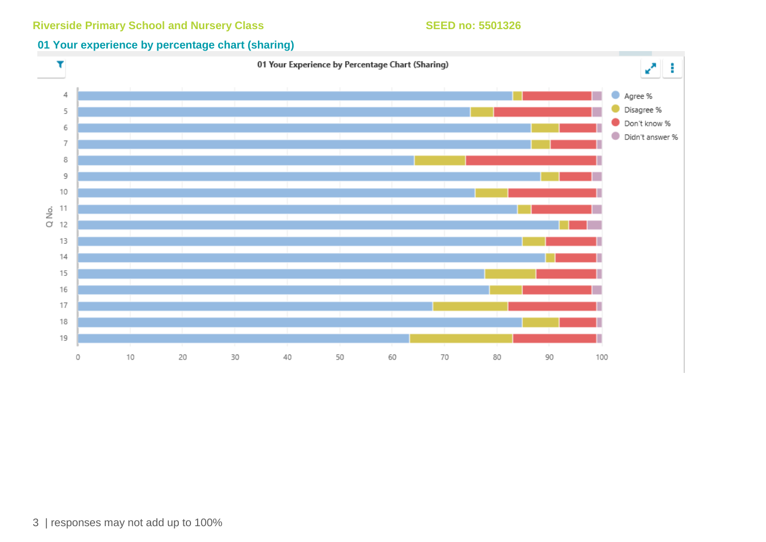Riverside Primary School and Nursery Class SEED no: 5501326

## 01 Your experience by percentage chart (sharing)

01 Your Experience by Percentage Chart (Sharing)

responses may not add up to 100%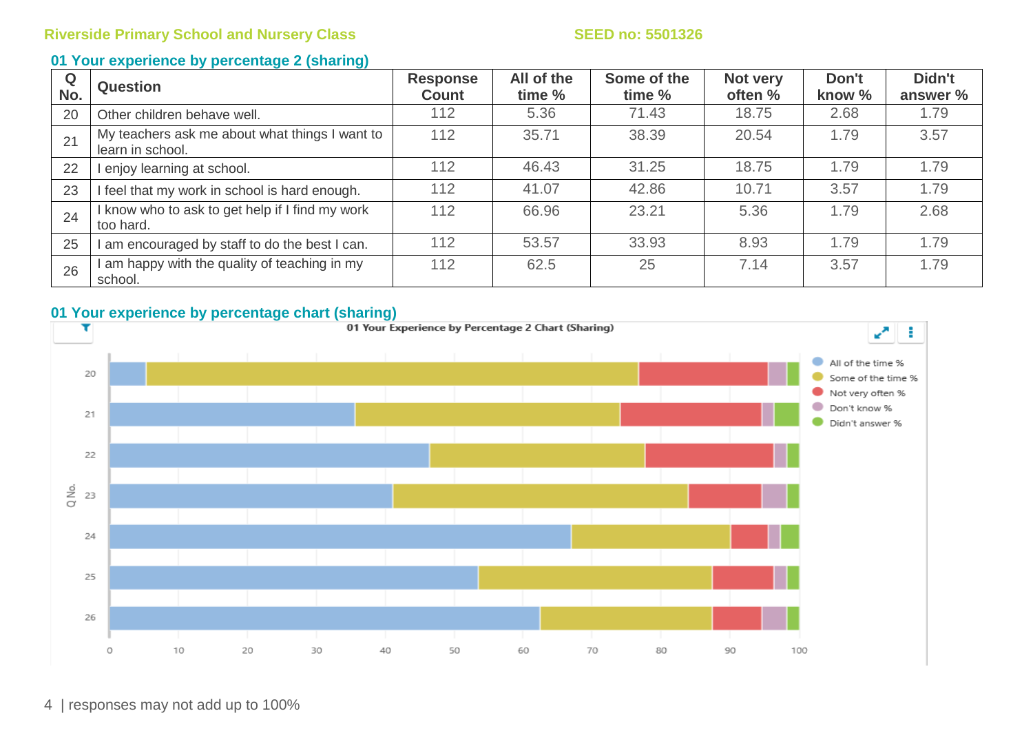Riverside Primary School and Nursery Class SEED no: 5501326

## 01 Your experience by percentage 2 (sharing)

| Q No. | Question | Response Count | All of the time % | Some of the time % | Not very often % | Don't know % | Didn't answer % |
|---|---|---|---|---|---|---|---|
| 20 | Other children behave well. | 112 | 5.36 | 71.43 | 18.75 | 2.68 | 1.79 |
| 21 | My teachers ask me about what things I want to learn in school. | 112 | 35.71 | 38.39 | 20.54 | 1.79 | 3.57 |
| 22 | I enjoy learning at school. | 112 | 46.43 | 31.25 | 18.75 | 1.79 | 1.79 |
| 23 | I feel that my work in school is hard enough. | 112 | 41.07 | 42.86 | 10.71 | 3.57 | 1.79 |
| 24 | I know who to ask to get help if I find my work too hard. | 112 | 66.96 | 23.21 | 5.36 | 1.79 | 2.68 |
| 25 | I am encouraged by staff to do the best I can. | 112 | 53.57 | 33.93 | 8.93 | 1.79 | 1.79 |
| 26 | I am happy with the quality of teaching in my school. | 112 | 62.5 | 25 | 7.14 | 3.57 | 1.79 |

## 01 Your experience by percentage chart (sharing)

01 Your Experience by Percentage 2 Chart (Sharing)

responses may not add up to 100%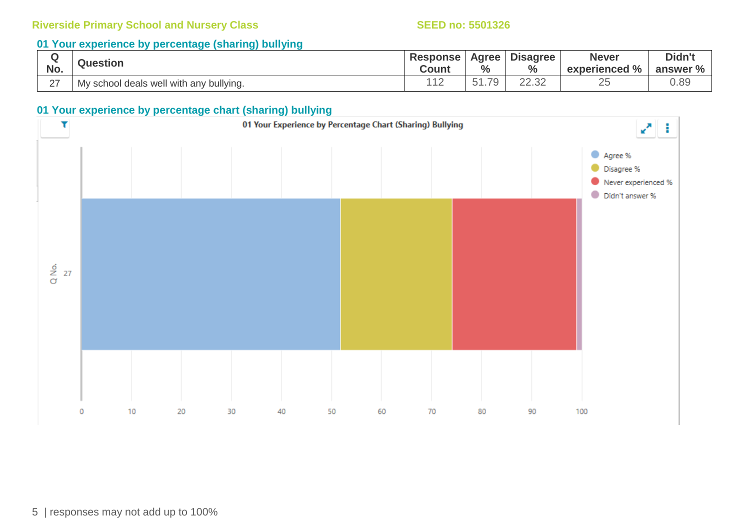Riverside Primary School and Nursery Class SEED no: 5501326

## 01 Your experience by percentage (sharing) bullying

| Q No. | Question | Response Count | Agree % | Disagree % | Never experienced % | Didn't answer % |
|---|---|---|---|---|---|---|
| 27 | My school deals well with any bullying. | 112 | 51.79 | 22.32 | 25 | 0.89 |

## 01 Your experience by percentage chart (sharing) bullying

01 Your Experience by Percentage Chart (Sharing) Bullying

responses may not add up to 100%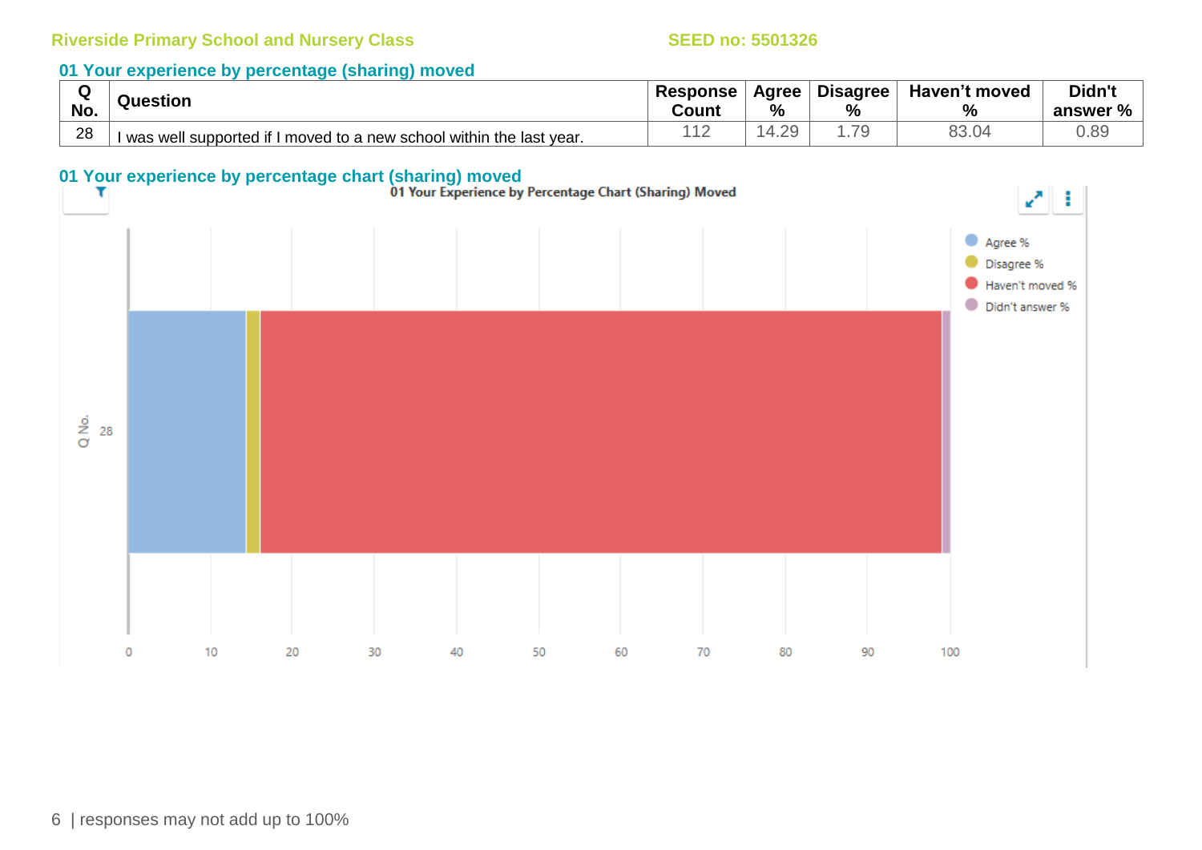Riverside Primary School and Nursery Class SEED no: 5501326

## 01 Your experience by percentage (sharing) moved

| Q No. | Question | Response Count | Agree % | Disagree % | Haven't moved % | Didn't answer % |
|---|---|---|---|---|---|---|
| 28 | I was well supported if I moved to a new school within the last year. | 112 | 14.29 | 1.79 | 83.04 | 0.89 |

## 01 Your experience by percentage chart (sharing) moved

01 Your Experience by Percentage Chart (Sharing) Moved

Agree %
Disagree %
Haven't moved %
Didn't answer %

Q No.
28

0 10 20 30 40 50 60 70 80 90 100

responses may not add up to 100%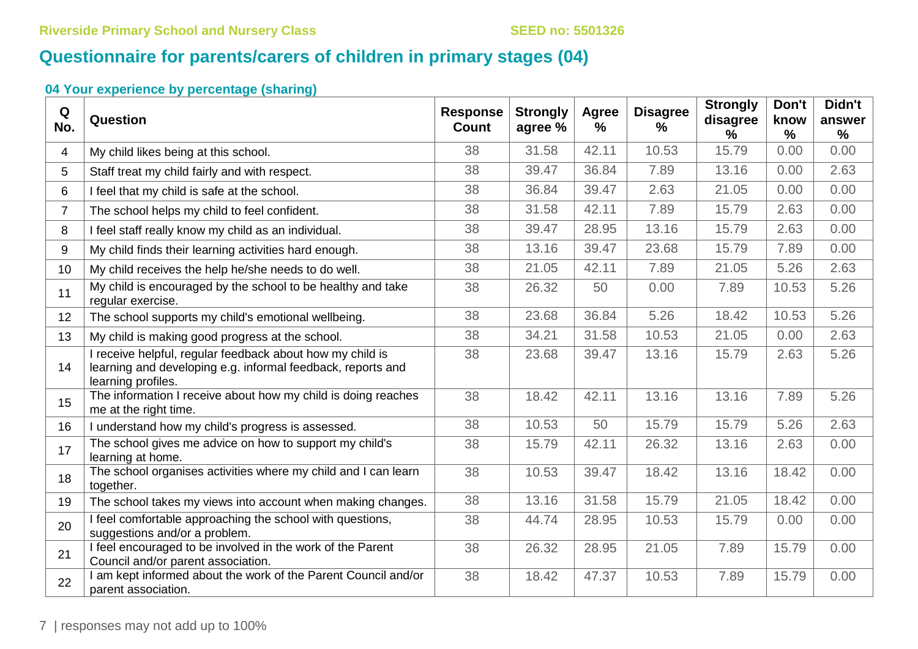# Questionnaire for parents/carers of children in primary stages (04)

### 04 Your experience by percentage (sharing)

| Q No. | Question | Response Count | Strongly agree % | Agree % | Disagree % | Strongly disagree % | Don't know % | Didn't answer % |
|---|---|---|---|---|---|---|---|---|
| 4 | My child likes being at this school. | 38 | 31.58 | 42.11 | 10.53 | 15.79 | 0.00 | 0.00 |
| 5 | Staff treat my child fairly and with respect. | 38 | 39.47 | 36.84 | 7.89 | 13.16 | 0.00 | 2.63 |
| 6 | I feel that my child is safe at the school. | 38 | 36.84 | 39.47 | 2.63 | 21.05 | 0.00 | 0.00 |
| 7 | The school helps my child to feel confident. | 38 | 31.58 | 42.11 | 7.89 | 15.79 | 2.63 | 0.00 |
| 8 | I feel staff really know my child as an individual. | 38 | 39.47 | 28.95 | 13.16 | 15.79 | 2.63 | 0.00 |
| 9 | My child finds their learning activities hard enough. | 38 | 13.16 | 39.47 | 23.68 | 15.79 | 7.89 | 0.00 |
| 10 | My child receives the help he/she needs to do well. | 38 | 21.05 | 42.11 | 7.89 | 21.05 | 5.26 | 2.63 |
| 11 | My child is encouraged by the school to be healthy and take regular exercise. | 38 | 26.32 | 50 | 0.00 | 7.89 | 10.53 | 5.26 |
| 12 | The school supports my child's emotional wellbeing. | 38 | 23.68 | 36.84 | 5.26 | 18.42 | 10.53 | 5.26 |
| 13 | My child is making good progress at the school. | 38 | 34.21 | 31.58 | 10.53 | 21.05 | 0.00 | 2.63 |
| 14 | I receive helpful, regular feedback about how my child is learning and developing e.g. informal feedback, reports and learning profiles. | 38 | 23.68 | 39.47 | 13.16 | 15.79 | 2.63 | 5.26 |
| 15 | The information I receive about how my child is doing reaches me at the right time. | 38 | 18.42 | 42.11 | 13.16 | 13.16 | 7.89 | 5.26 |
| 16 | I understand how my child's progress is assessed. | 38 | 10.53 | 50 | 15.79 | 15.79 | 5.26 | 2.63 |
| 17 | The school gives me advice on how to support my child's learning at home. | 38 | 15.79 | 42.11 | 26.32 | 13.16 | 2.63 | 0.00 |
| 18 | The school organises activities where my child and I can learn together. | 38 | 10.53 | 39.47 | 18.42 | 13.16 | 18.42 | 0.00 |
| 19 | The school takes my views into account when making changes. | 38 | 13.16 | 31.58 | 15.79 | 21.05 | 18.42 | 0.00 |
| 20 | I feel comfortable approaching the school with questions, suggestions and/or a problem. | 38 | 44.74 | 28.95 | 10.53 | 15.79 | 0.00 | 0.00 |
| 21 | I feel encouraged to be involved in the work of the Parent Council and/or parent association. | 38 | 26.32 | 28.95 | 21.05 | 7.89 | 15.79 | 0.00 |
| 22 | I am kept informed about the work of the Parent Council and/or parent association. | 38 | 18.42 | 47.37 | 10.53 | 7.89 | 15.79 | 0.00 |

responses may not add up to 100%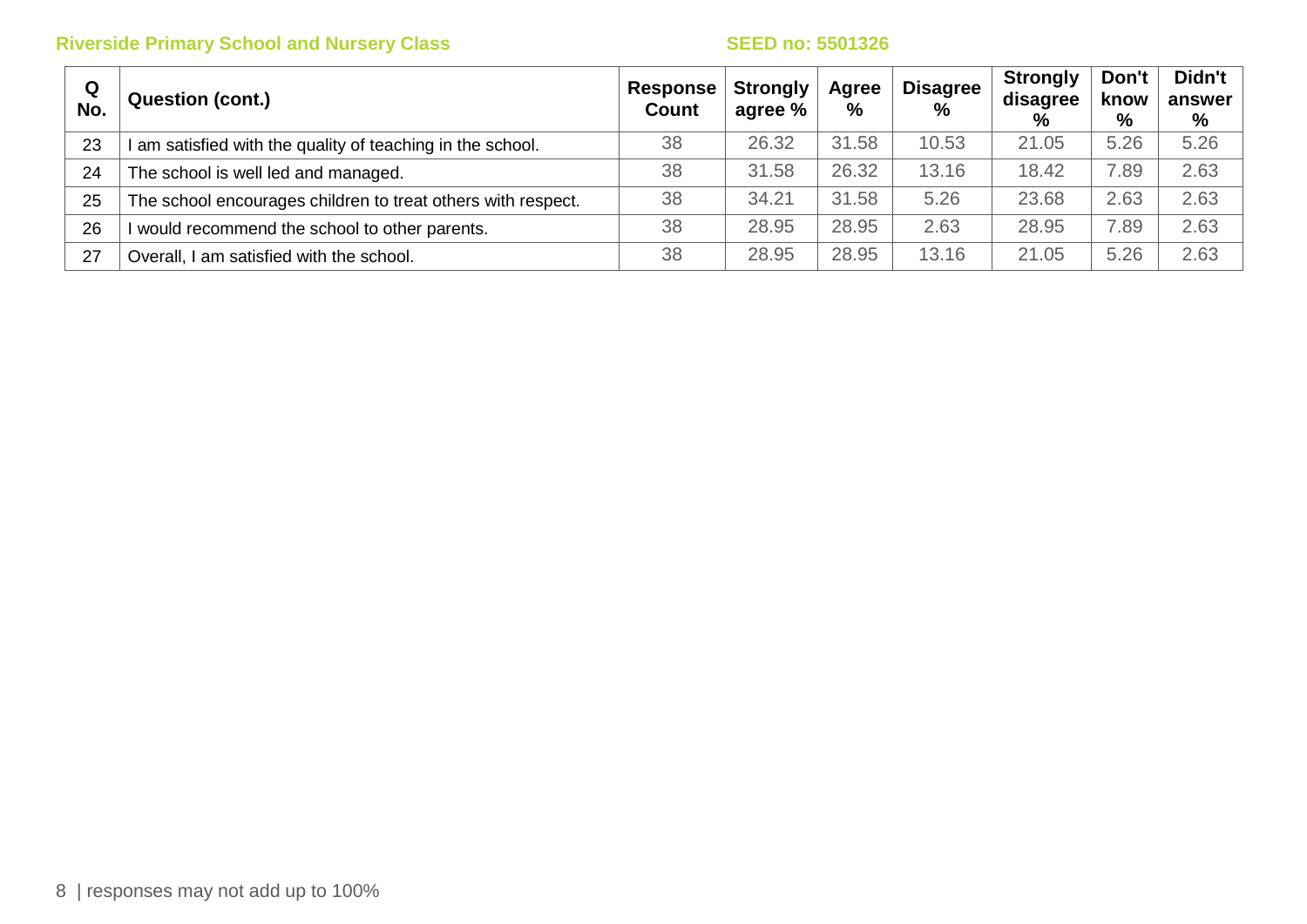| Q No. | Question (cont.) | Response Count | Strongly agree % | Agree % | Disagree % | Strongly disagree % | Don't know % | Didn't answer % |
|---|---|---|---|---|---|---|---|---|
| 23 | I am satisfied with the quality of teaching in the school. | 38 | 26.32 | 31.58 | 10.53 | 21.05 | 5.26 | 5.26 |
| 24 | The school is well led and managed. | 38 | 31.58 | 26.32 | 13.16 | 18.42 | 7.89 | 2.63 |
| 25 | The school encourages children to treat others with respect. | 38 | 34.21 | 31.58 | 5.26 | 23.68 | 2.63 | 2.63 |
| 26 | I would recommend the school to other parents. | 38 | 28.95 | 28.95 | 2.63 | 28.95 | 7.89 | 2.63 |
| 27 | Overall, I am satisfied with the school. | 38 | 28.95 | 28.95 | 13.16 | 21.05 | 5.26 | 2.63 |

responses may not add up to 100%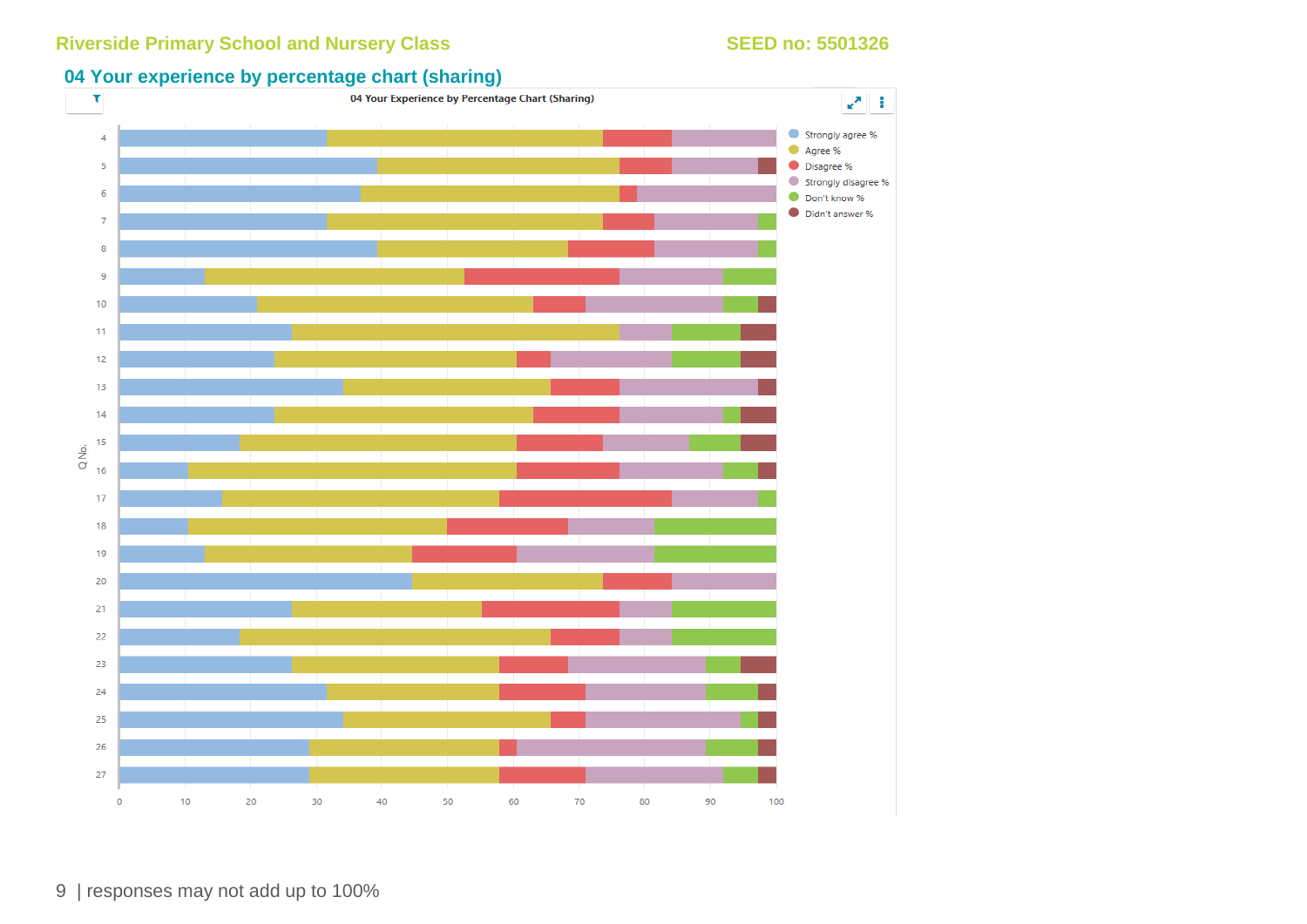## 04 Your experience by percentage chart (sharing)

04 Your Experience by Percentage Chart (Sharing)

Strongly agree %
Agree %
Disagree %
Strongly disagree %
Don't know %
Didn't answer %

Q No.

4
5
6
7
8
9
10
11
12
13
14
15
16
17
18
19
20
21
22
23
24
25
26
27

0 10 20 30 40 50 60 70 80 90 100

responses may not add up to 100%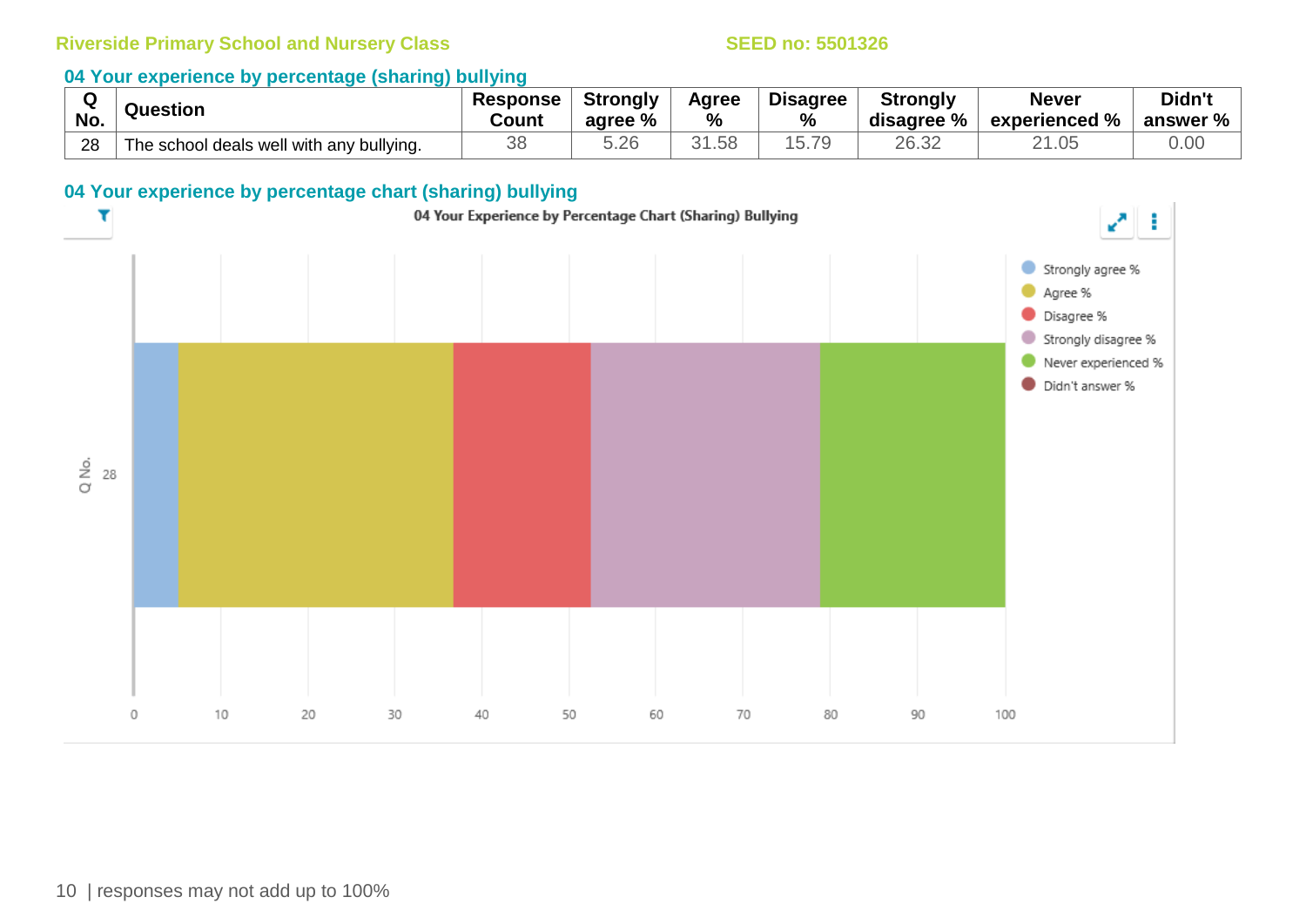Riverside Primary School and Nursery Class SEED no: 5501326

## 04 Your experience by percentage (sharing) bullying

| Q No. | Question | Response Count | Strongly agree % | Agree % | Disagree % | Strongly disagree % | Never experienced % | Didn't answer % |
|---|---|---|---|---|---|---|---|---|
| 28 | The school deals well with any bullying. | 38 | 5.26 | 31.58 | 15.79 | 26.32 | 21.05 | 0.00 |

## 04 Your experience by percentage chart (sharing) bullying

04 Your Experience by Percentage Chart (Sharing) Bullying

Q No. 28

Legend: Strongly agree %, Agree %, Disagree %, Strongly disagree %, Never experienced %, Didn't answer %

X-axis: 0, 10, 20, 30, 40, 50, 60, 70, 80, 90, 100

| responses may not add up to 100%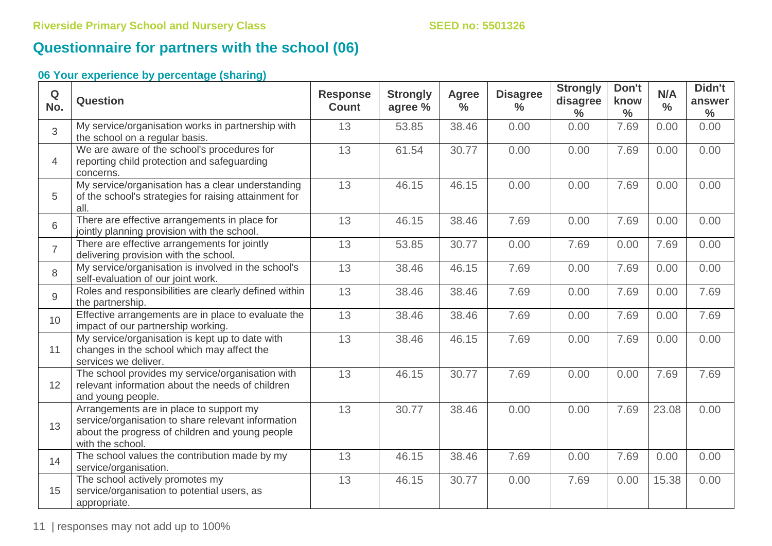# Questionnaire for partners with the school (06)

### 06 Your experience by percentage (sharing)

| Q No. | Question | Response Count | Strongly agree % | Agree % | Disagree % | Strongly disagree % | Don't know % | N/A % | Didn't answer % |
|---|---|---|---|---|---|---|---|---|---|
| 3 | My service/organisation works in partnership with the school on a regular basis. | 13 | 53.85 | 38.46 | 0.00 | 0.00 | 7.69 | 0.00 | 0.00 |
| 4 | We are aware of the school's procedures for reporting child protection and safeguarding concerns. | 13 | 61.54 | 30.77 | 0.00 | 0.00 | 7.69 | 0.00 | 0.00 |
| 5 | My service/organisation has a clear understanding of the school's strategies for raising attainment for all. | 13 | 46.15 | 46.15 | 0.00 | 0.00 | 7.69 | 0.00 | 0.00 |
| 6 | There are effective arrangements in place for jointly planning provision with the school. | 13 | 46.15 | 38.46 | 7.69 | 0.00 | 7.69 | 0.00 | 0.00 |
| 7 | There are effective arrangements for jointly delivering provision with the school. | 13 | 53.85 | 30.77 | 0.00 | 7.69 | 0.00 | 7.69 | 0.00 |
| 8 | My service/organisation is involved in the school's self-evaluation of our joint work. | 13 | 38.46 | 46.15 | 7.69 | 0.00 | 7.69 | 0.00 | 0.00 |
| 9 | Roles and responsibilities are clearly defined within the partnership. | 13 | 38.46 | 38.46 | 7.69 | 0.00 | 7.69 | 0.00 | 7.69 |
| 10 | Effective arrangements are in place to evaluate the impact of our partnership working. | 13 | 38.46 | 38.46 | 7.69 | 0.00 | 7.69 | 0.00 | 7.69 |
| 11 | My service/organisation is kept up to date with changes in the school which may affect the services we deliver. | 13 | 38.46 | 46.15 | 7.69 | 0.00 | 7.69 | 0.00 | 0.00 |
| 12 | The school provides my service/organisation with relevant information about the needs of children and young people. | 13 | 46.15 | 30.77 | 7.69 | 0.00 | 0.00 | 7.69 | 7.69 |
| 13 | Arrangements are in place to support my service/organisation to share relevant information about the progress of children and young people with the school. | 13 | 30.77 | 38.46 | 0.00 | 0.00 | 7.69 | 23.08 | 0.00 |
| 14 | The school values the contribution made by my service/organisation. | 13 | 46.15 | 38.46 | 7.69 | 0.00 | 7.69 | 0.00 | 0.00 |
| 15 | The school actively promotes my service/organisation to potential users, as appropriate. | 13 | 46.15 | 30.77 | 0.00 | 7.69 | 0.00 | 15.38 | 0.00 |

responses may not add up to 100%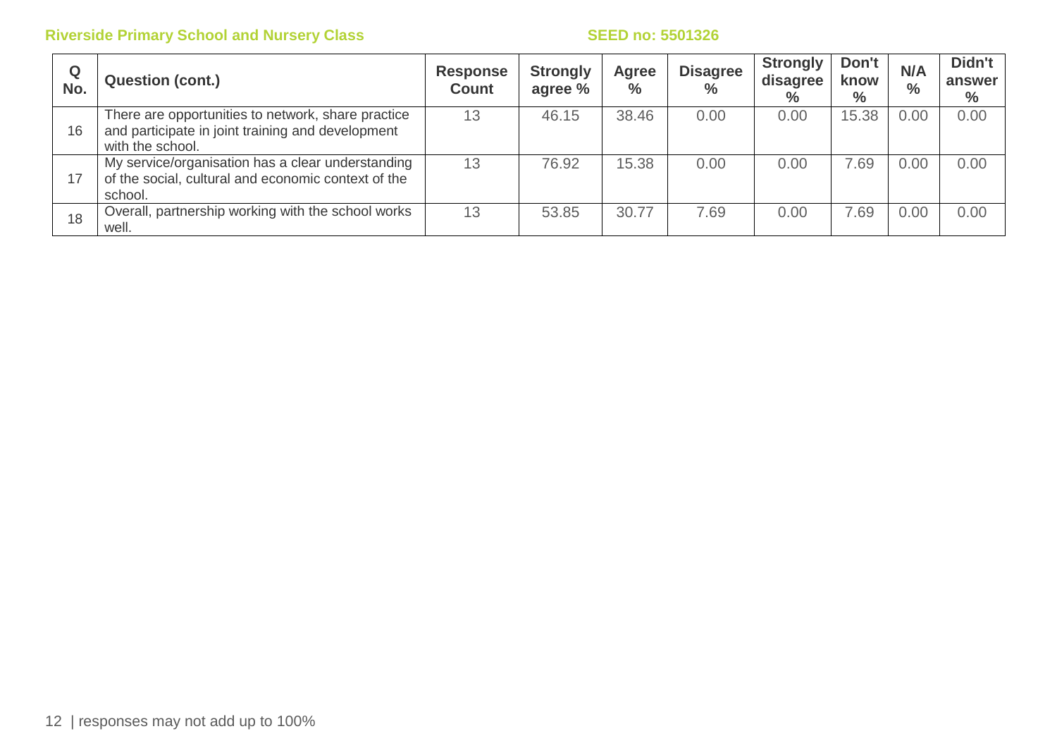| Q No. | Question (cont.) | Response Count | Strongly agree % | Agree % | Disagree % | Strongly disagree % | Don't know % | N/A % | Didn't answer % |
|---|---|---|---|---|---|---|---|---|---|
| 16 | There are opportunities to network, share practice and participate in joint training and development with the school. | 13 | 46.15 | 38.46 | 0.00 | 0.00 | 15.38 | 0.00 | 0.00 |
| 17 | My service/organisation has a clear understanding of the social, cultural and economic context of the school. | 13 | 76.92 | 15.38 | 0.00 | 0.00 | 7.69 | 0.00 | 0.00 |
| 18 | Overall, partnership working with the school works well. | 13 | 53.85 | 30.77 | 7.69 | 0.00 | 7.69 | 0.00 | 0.00 |

responses may not add up to 100%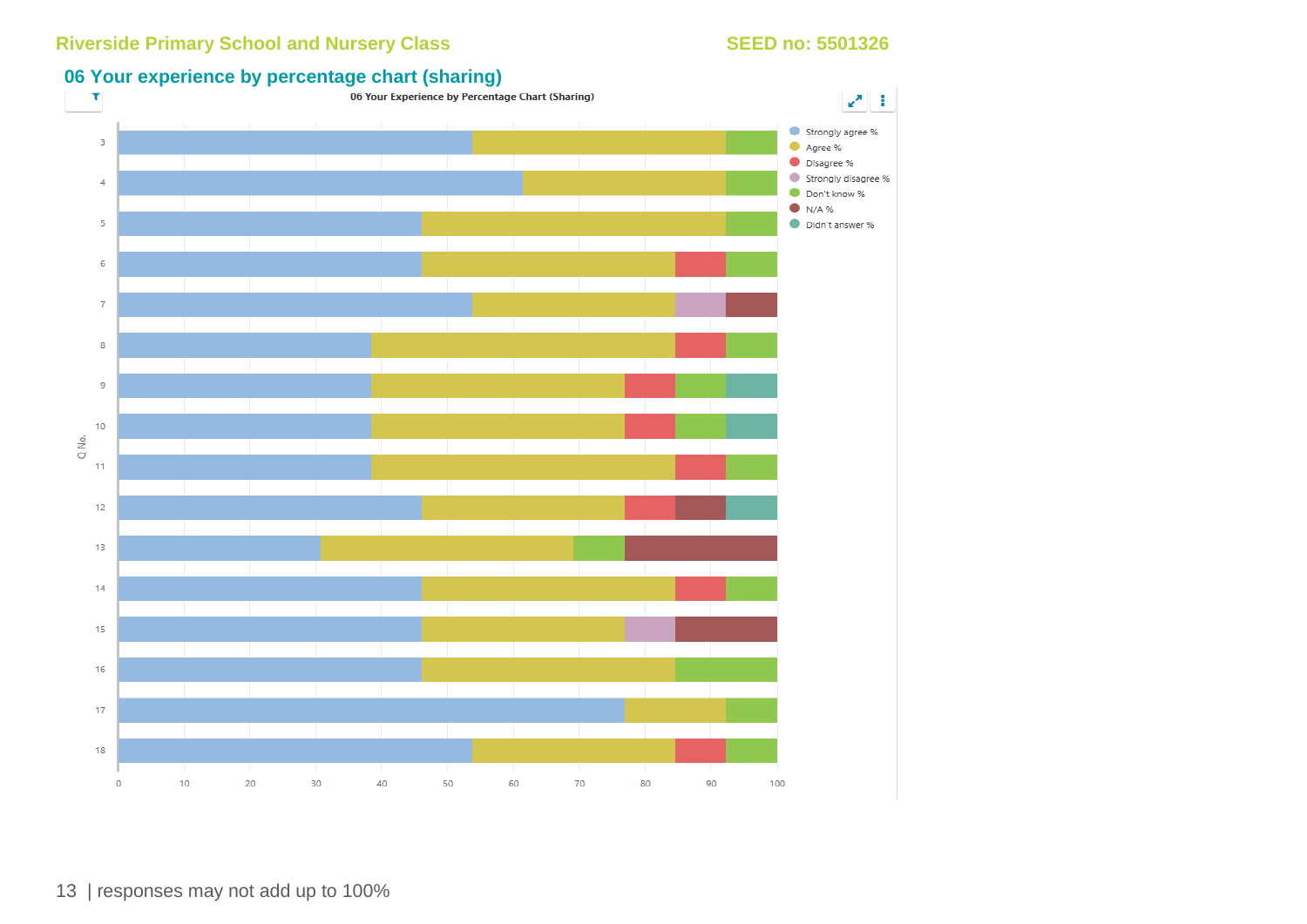## 06 Your experience by percentage chart (sharing)

06 Your Experience by Percentage Chart (Sharing)

Legend: Strongly agree %, Agree %, Disagree %, Strongly disagree %, Don't know %, N/A %, Didn't answer %

Q No.: 3, 4, 5, 6, 7, 8, 9, 10, 11, 12, 13, 14, 15, 16, 17, 18

0 10 20 30 40 50 60 70 80 90 100

responses may not add up to 100%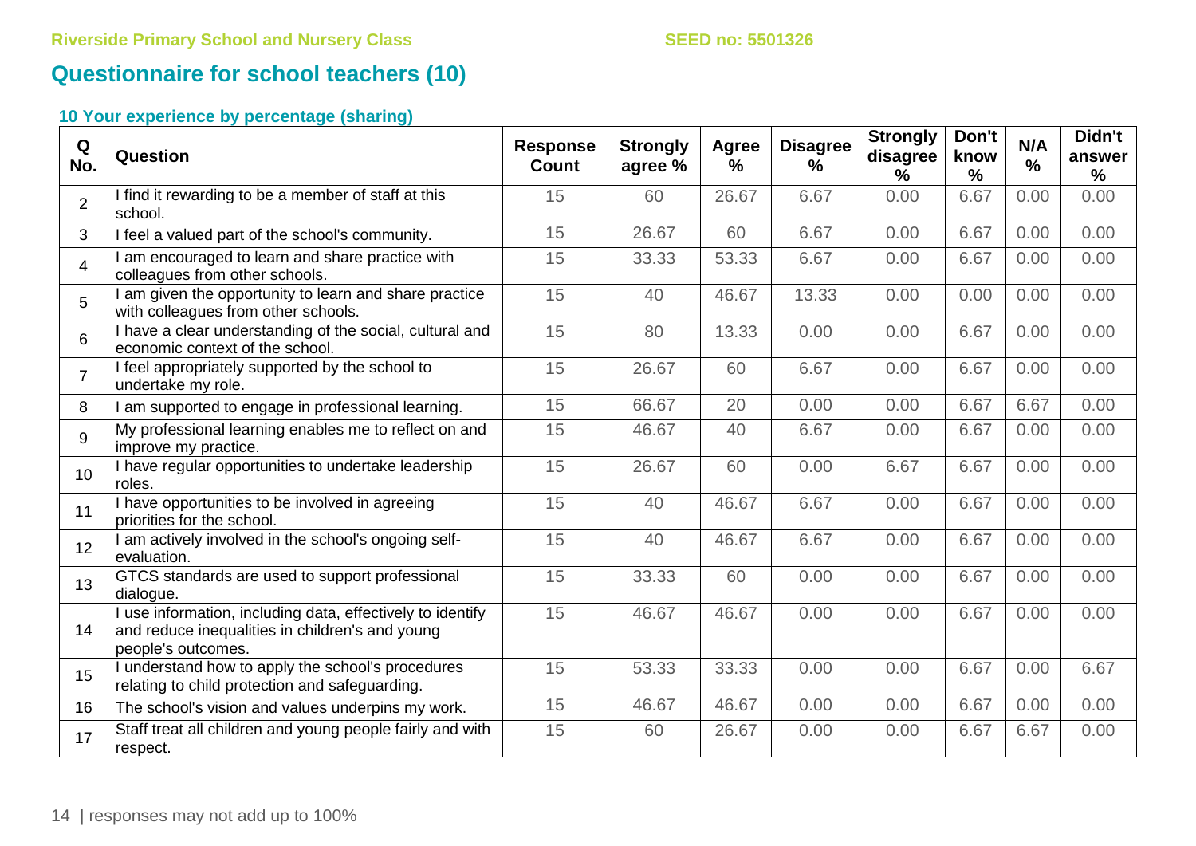## Questionnaire for school teachers (10)

### 10 Your experience by percentage (sharing)

| Q No. | Question | Response Count | Strongly agree % | Agree % | Disagree % | Strongly disagree % | Don't know % | N/A % | Didn't answer % |
|---|---|---|---|---|---|---|---|---|---|
| 2 | I find it rewarding to be a member of staff at this school. | 15 | 60 | 26.67 | 6.67 | 0.00 | 6.67 | 0.00 | 0.00 |
| 3 | I feel a valued part of the school's community. | 15 | 26.67 | 60 | 6.67 | 0.00 | 6.67 | 0.00 | 0.00 |
| 4 | I am encouraged to learn and share practice with colleagues from other schools. | 15 | 33.33 | 53.33 | 6.67 | 0.00 | 6.67 | 0.00 | 0.00 |
| 5 | I am given the opportunity to learn and share practice with colleagues from other schools. | 15 | 40 | 46.67 | 13.33 | 0.00 | 0.00 | 0.00 | 0.00 |
| 6 | I have a clear understanding of the social, cultural and economic context of the school. | 15 | 80 | 13.33 | 0.00 | 0.00 | 6.67 | 0.00 | 0.00 |
| 7 | I feel appropriately supported by the school to undertake my role. | 15 | 26.67 | 60 | 6.67 | 0.00 | 6.67 | 0.00 | 0.00 |
| 8 | I am supported to engage in professional learning. | 15 | 66.67 | 20 | 0.00 | 0.00 | 6.67 | 6.67 | 0.00 |
| 9 | My professional learning enables me to reflect on and improve my practice. | 15 | 46.67 | 40 | 6.67 | 0.00 | 6.67 | 0.00 | 0.00 |
| 10 | I have regular opportunities to undertake leadership roles. | 15 | 26.67 | 60 | 0.00 | 6.67 | 6.67 | 0.00 | 0.00 |
| 11 | I have opportunities to be involved in agreeing priorities for the school. | 15 | 40 | 46.67 | 6.67 | 0.00 | 6.67 | 0.00 | 0.00 |
| 12 | I am actively involved in the school's ongoing self-evaluation. | 15 | 40 | 46.67 | 6.67 | 0.00 | 6.67 | 0.00 | 0.00 |
| 13 | GTCS standards are used to support professional dialogue. | 15 | 33.33 | 60 | 0.00 | 0.00 | 6.67 | 0.00 | 0.00 |
| 14 | I use information, including data, effectively to identify and reduce inequalities in children's and young people's outcomes. | 15 | 46.67 | 46.67 | 0.00 | 0.00 | 6.67 | 0.00 | 0.00 |
| 15 | I understand how to apply the school's procedures relating to child protection and safeguarding. | 15 | 53.33 | 33.33 | 0.00 | 0.00 | 6.67 | 0.00 | 6.67 |
| 16 | The school's vision and values underpins my work. | 15 | 46.67 | 46.67 | 0.00 | 0.00 | 6.67 | 0.00 | 0.00 |
| 17 | Staff treat all children and young people fairly and with respect. | 15 | 60 | 26.67 | 0.00 | 0.00 | 6.67 | 6.67 | 0.00 |

responses may not add up to 100%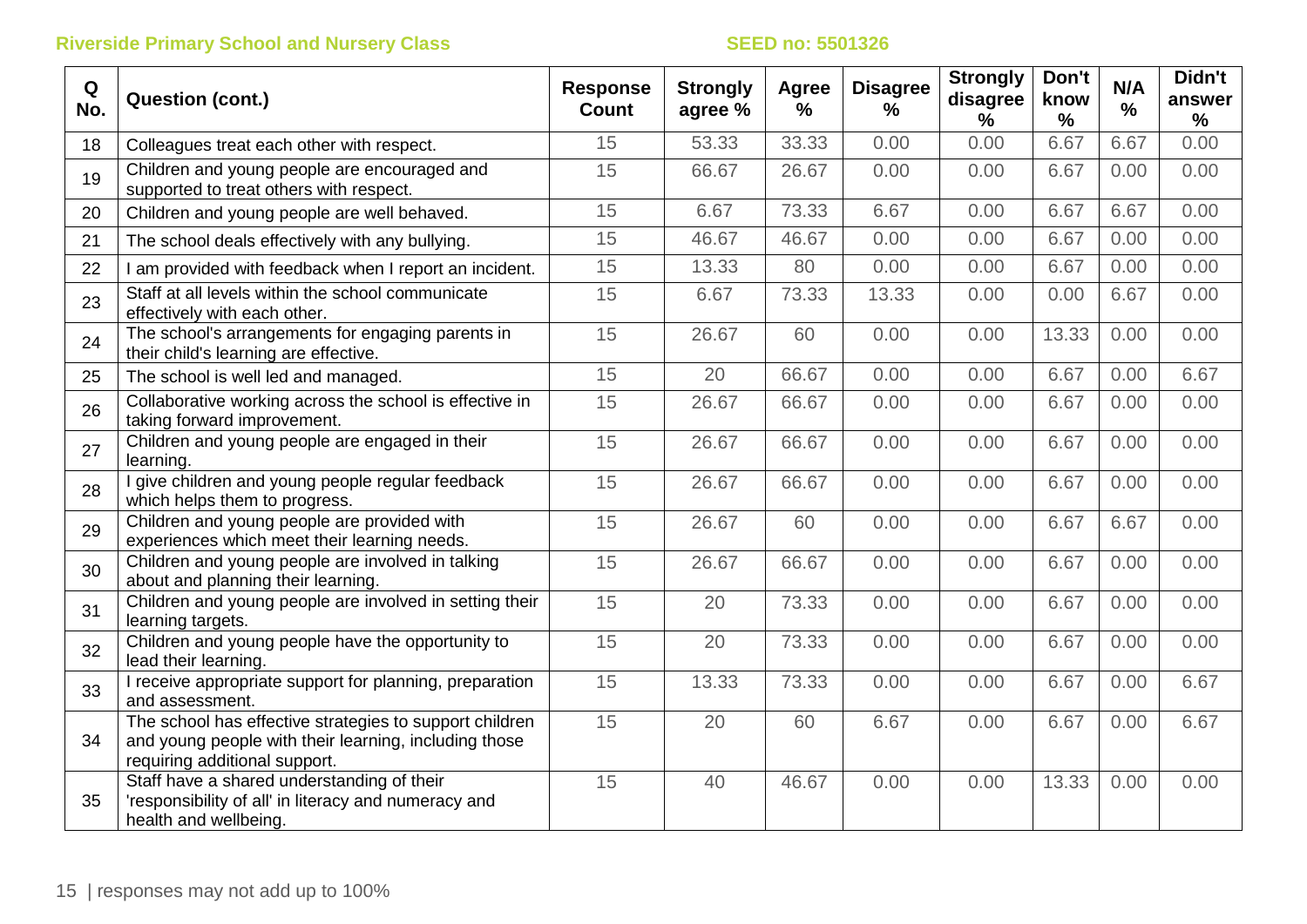| Q No. | Question (cont.) | Response Count | Strongly agree % | Agree % | Disagree % | Strongly disagree % | Don't know % | N/A % | Didn't answer % |
|---|---|---|---|---|---|---|---|---|---|
| 18 | Colleagues treat each other with respect. | 15 | 53.33 | 33.33 | 0.00 | 0.00 | 6.67 | 6.67 | 0.00 |
| 19 | Children and young people are encouraged and supported to treat others with respect. | 15 | 66.67 | 26.67 | 0.00 | 0.00 | 6.67 | 0.00 | 0.00 |
| 20 | Children and young people are well behaved. | 15 | 6.67 | 73.33 | 6.67 | 0.00 | 6.67 | 6.67 | 0.00 |
| 21 | The school deals effectively with any bullying. | 15 | 46.67 | 46.67 | 0.00 | 0.00 | 6.67 | 0.00 | 0.00 |
| 22 | I am provided with feedback when I report an incident. | 15 | 13.33 | 80 | 0.00 | 0.00 | 6.67 | 0.00 | 0.00 |
| 23 | Staff at all levels within the school communicate effectively with each other. | 15 | 6.67 | 73.33 | 13.33 | 0.00 | 0.00 | 6.67 | 0.00 |
| 24 | The school's arrangements for engaging parents in their child's learning are effective. | 15 | 26.67 | 60 | 0.00 | 0.00 | 13.33 | 0.00 | 0.00 |
| 25 | The school is well led and managed. | 15 | 20 | 66.67 | 0.00 | 0.00 | 6.67 | 0.00 | 6.67 |
| 26 | Collaborative working across the school is effective in taking forward improvement. | 15 | 26.67 | 66.67 | 0.00 | 0.00 | 6.67 | 0.00 | 0.00 |
| 27 | Children and young people are engaged in their learning. | 15 | 26.67 | 66.67 | 0.00 | 0.00 | 6.67 | 0.00 | 0.00 |
| 28 | I give children and young people regular feedback which helps them to progress. | 15 | 26.67 | 66.67 | 0.00 | 0.00 | 6.67 | 0.00 | 0.00 |
| 29 | Children and young people are provided with experiences which meet their learning needs. | 15 | 26.67 | 60 | 0.00 | 0.00 | 6.67 | 6.67 | 0.00 |
| 30 | Children and young people are involved in talking about and planning their learning. | 15 | 26.67 | 66.67 | 0.00 | 0.00 | 6.67 | 0.00 | 0.00 |
| 31 | Children and young people are involved in setting their learning targets. | 15 | 20 | 73.33 | 0.00 | 0.00 | 6.67 | 0.00 | 0.00 |
| 32 | Children and young people have the opportunity to lead their learning. | 15 | 20 | 73.33 | 0.00 | 0.00 | 6.67 | 0.00 | 0.00 |
| 33 | I receive appropriate support for planning, preparation and assessment. | 15 | 13.33 | 73.33 | 0.00 | 0.00 | 6.67 | 0.00 | 6.67 |
| 34 | The school has effective strategies to support children and young people with their learning, including those requiring additional support. | 15 | 20 | 60 | 6.67 | 0.00 | 6.67 | 0.00 | 6.67 |
| 35 | Staff have a shared understanding of their 'responsibility of all' in literacy and numeracy and health and wellbeing. | 15 | 40 | 46.67 | 0.00 | 0.00 | 13.33 | 0.00 | 0.00 |

responses may not add up to 100%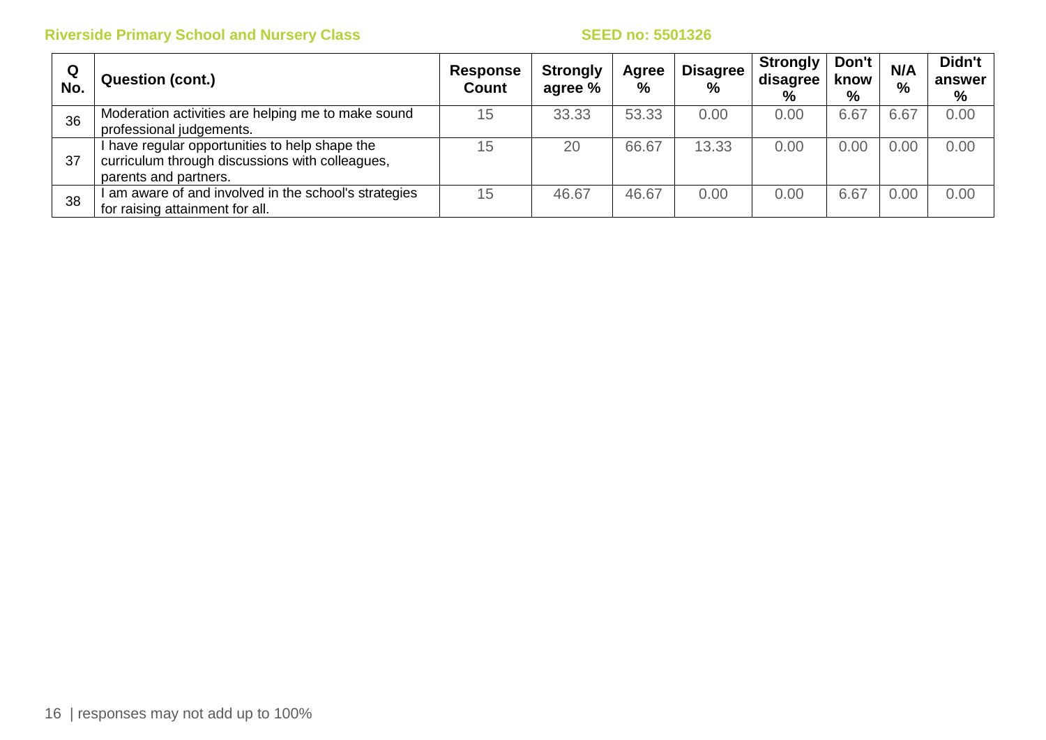| Q No. | Question (cont.) | Response Count | Strongly agree % | Agree % | Disagree % | Strongly disagree % | Don't know % | N/A % | Didn't answer % |
|---|---|---|---|---|---|---|---|---|---|
| 36 | Moderation activities are helping me to make sound professional judgements. | 15 | 33.33 | 53.33 | 0.00 | 0.00 | 6.67 | 6.67 | 0.00 |
| 37 | I have regular opportunities to help shape the curriculum through discussions with colleagues, parents and partners. | 15 | 20 | 66.67 | 13.33 | 0.00 | 0.00 | 0.00 | 0.00 |
| 38 | I am aware of and involved in the school's strategies for raising attainment for all. | 15 | 46.67 | 46.67 | 0.00 | 0.00 | 6.67 | 0.00 | 0.00 |

responses may not add up to 100%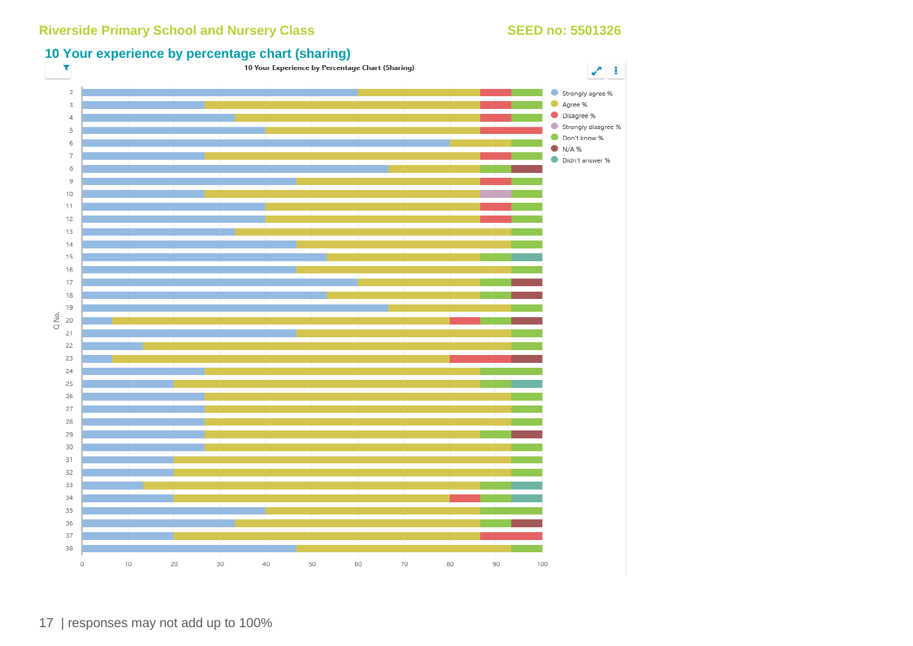Riverside Primary School and Nursery Class

SEED no: 5501326

## 10 Your experience by percentage chart (sharing)

10 Your Experience by Percentage Chart (Sharing)

Strongly agree %
Agree %
Disagree %
Strongly disagree %
Don't know %
N/A %
Didn't answer %

Q No.

2
3
4
5
6
7
8
9
10
11
12
13
14
15
16
17
18
19
20
21
22
23
24
25
26
27
28
29
30
31
32
33
34
35
36
37
38

0 10 20 30 40 50 60 70 80 90 100

responses may not add up to 100%